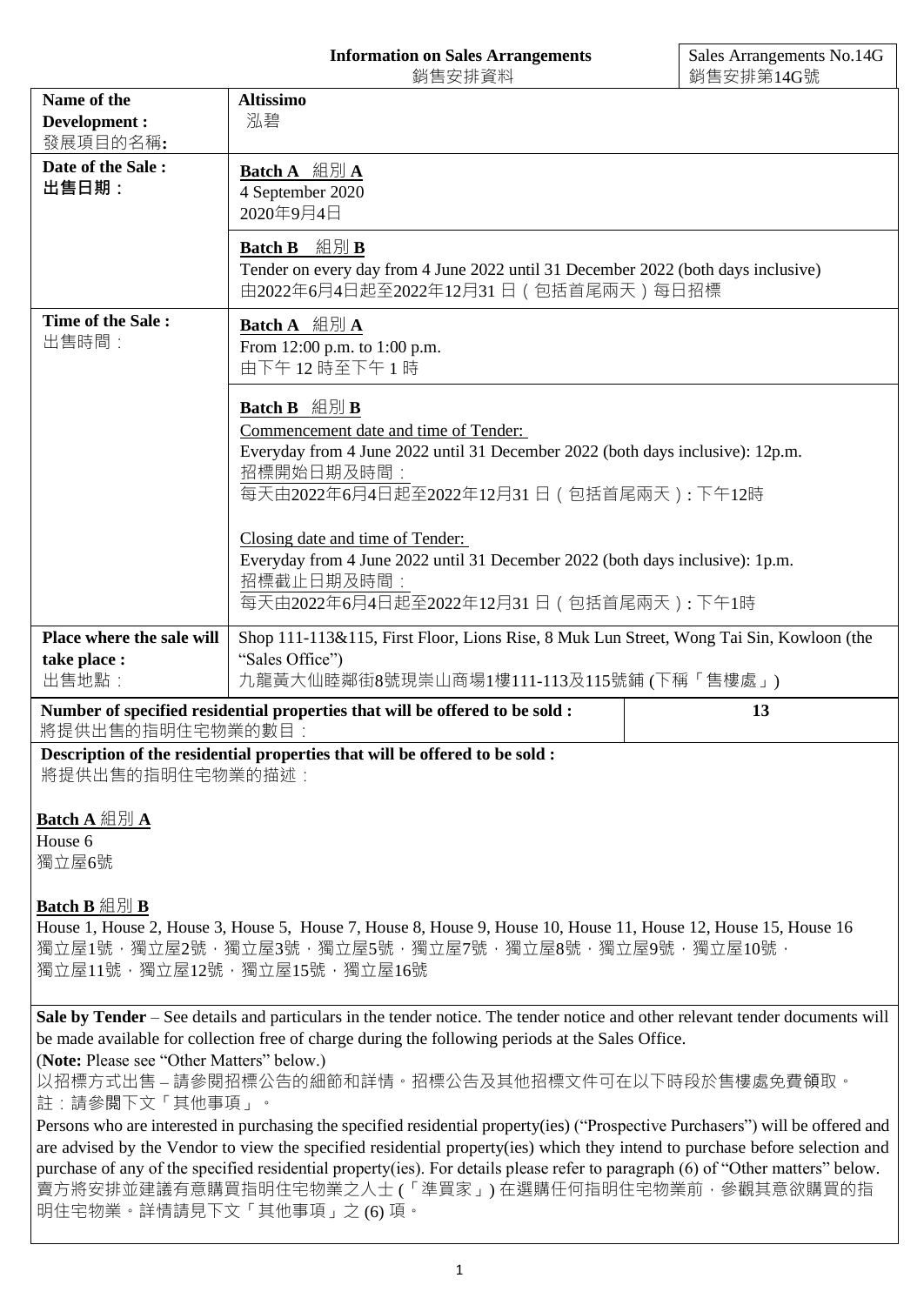**Information on Sales Arrangements**
銷售安排資料

Sales Arrangements No.14G
銷售安排第14G號

| Name of the Development : 發展項目的名稱: | **Altissimo** 泓碧 |
|---|---|
| Date of the Sale : **出售日期：** | **Batch A 組別 A** 4 September 2020 2020年9月4日 |
| | **Batch B 組別 B** Tender on every day from 4 June 2022 until 31 December 2022 (both days inclusive) 由2022年6月4日起至2022年12月31 日（包括首尾兩天）每日招標 |
| Time of the Sale : 出售時間： | **Batch A 組別 A** From 12:00 p.m. to 1:00 p.m. 由下午 12 時至下午 1 時 |
| | **Batch B 組別 B** Commencement date and time of Tender: Everyday from 4 June 2022 until 31 December 2022 (both days inclusive): 12p.m. 招標開始日期及時間： 每天由2022年6月4日起至2022年12月31 日（包括首尾兩天）: 下午12時<br><br>Closing date and time of Tender: Everyday from 4 June 2022 until 31 December 2022 (both days inclusive): 1p.m. 招標截止日期及時間： 每天由2022年6月4日起至2022年12月31 日（包括首尾兩天）: 下午1時 |
| Place where the sale will take place : 出售地點： | Shop 111-113&115, First Floor, Lions Rise, 8 Muk Lun Street, Wong Tai Sin, Kowloon (the "Sales Office") 九龍黃大仙睦鄰街8號現崇山商場1樓111-113及115號鋪 (下稱「售樓處」) |

| Number of specified residential properties that will be offered to be sold : 將提供出售的指明住宅物業的數目： | 13 |
|---|---|

**Description of the residential properties that will be offered to be sold :**
將提供出售的指明住宅物業的描述：

**Batch A 組別 A**
House 6
獨立屋6號

**Batch B 組別 B**
House 1, House 2, House 3, House 5, House 7, House 8, House 9, House 10, House 11, House 12, House 15, House 16
獨立屋1號，獨立屋2號，獨立屋3號，獨立屋5號，獨立屋7號，獨立屋8號，獨立屋9號，獨立屋10號，獨立屋11號，獨立屋12號，獨立屋15號，獨立屋16號

**Sale by Tender** – See details and particulars in the tender notice. The tender notice and other relevant tender documents will be made available for collection free of charge during the following periods at the Sales Office.
(**Note:** Please see "Other Matters" below.)
以招標方式出售 – 請參閱招標公告的細節和詳情。招標公告及其他招標文件可在以下時段於售樓處免費領取。
註：請參閱下文「其他事項」。
Persons who are interested in purchasing the specified residential property(ies) ("Prospective Purchasers") will be offered and are advised by the Vendor to view the specified residential property(ies) which they intend to purchase before selection and purchase of any of the specified residential property(ies). For details please refer to paragraph (6) of "Other matters" below.
賣方將安排並建議有意購買指明住宅物業之人士 (「準買家」) 在選購任何指明住宅物業前，參觀其意欲購買的指明住宅物業。詳情請見下文「其他事項」之 (6) 項。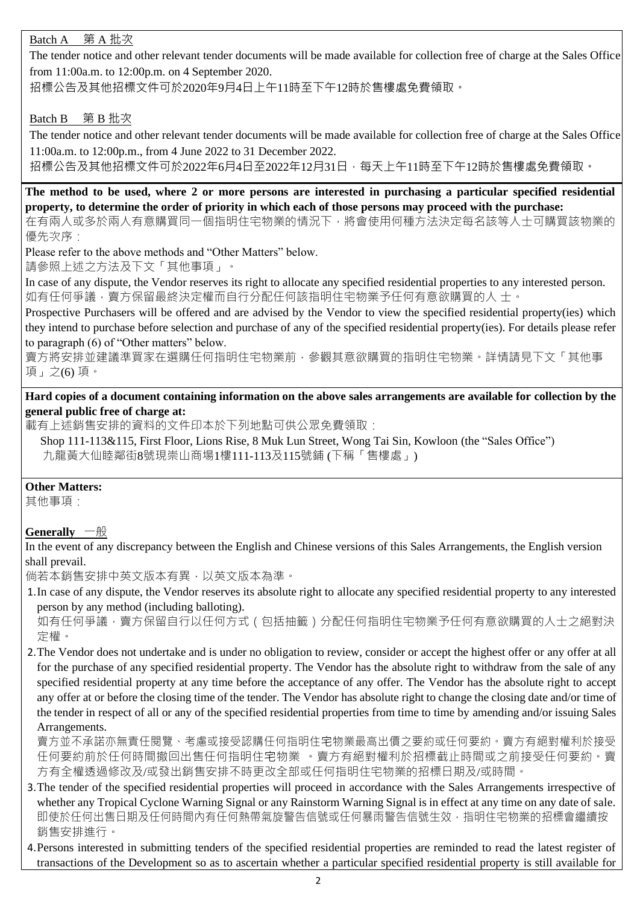Batch A 第 A 批次

The tender notice and other relevant tender documents will be made available for collection free of charge at the Sales Office from 11:00a.m. to 12:00p.m. on 4 September 2020.

招標公告及其他招標文件可於2020年9月4日上午11時至下午12時於售樓處免費領取。

Batch B 第 B 批次

The tender notice and other relevant tender documents will be made available for collection free of charge at the Sales Office 11:00a.m. to 12:00p.m., from 4 June 2022 to 31 December 2022.

招標公告及其他招標文件可於2022年6月4日至2022年12月31日，每天上午11時至下午12時於售樓處免費領取。

**The method to be used, where 2 or more persons are interested in purchasing a particular specified residential property, to determine the order of priority in which each of those persons may proceed with the purchase:**

在有兩人或多於兩人有意購買同一個指明住宅物業的情況下，將會使用何種方法決定每名該等人士可購買該物業的優先次序：

Please refer to the above methods and "Other Matters" below.

請參照上述之方法及下文「其他事項」。

In case of any dispute, the Vendor reserves its right to allocate any specified residential properties to any interested person.

如有任何爭議，賣方保留最終決定權而自行分配任何該指明住宅物業予任何有意欲購買的人 士。

Prospective Purchasers will be offered and are advised by the Vendor to view the specified residential property(ies) which they intend to purchase before selection and purchase of any of the specified residential property(ies). For details please refer to paragraph (6) of "Other matters" below.

賣方將安排並建議準買家在選購任何指明住宅物業前，參觀其意欲購買的指明住宅物業。詳情請見下文「其他事項」之(6) 項。

**Hard copies of a document containing information on the above sales arrangements are available for collection by the general public free of charge at:**

載有上述銷售安排的資料的文件印本於下列地點可供公眾免費領取：

Shop 111-113&115, First Floor, Lions Rise, 8 Muk Lun Street, Wong Tai Sin, Kowloon (the "Sales Office")

九龍黃大仙睦鄰街8號現崇山商場1樓111-113及115號鋪 (下稱「售樓處」)

**Other Matters:**

其他事項：

**Generally** 一般

In the event of any discrepancy between the English and Chinese versions of this Sales Arrangements, the English version shall prevail.

倘若本銷售安排中英文版本有異，以英文版本為準。

1. In case of any dispute, the Vendor reserves its absolute right to allocate any specified residential property to any interested person by any method (including balloting).

   如有任何爭議，賣方保留自行以任何方式（包括抽籤）分配任何指明住宅物業予任何有意欲購買的人士之絕對決定權。

2. The Vendor does not undertake and is under no obligation to review, consider or accept the highest offer or any offer at all for the purchase of any specified residential property. The Vendor has the absolute right to withdraw from the sale of any specified residential property at any time before the acceptance of any offer. The Vendor has the absolute right to accept any offer at or before the closing time of the tender. The Vendor has absolute right to change the closing date and/or time of the tender in respect of all or any of the specified residential properties from time to time by amending and/or issuing Sales Arrangements.

   賣方並不承諾亦無責任閱覽、考慮或接受認購任何指明住宅物業最高出價之要約或任何要約。賣方有絕對權利於接受任何要約前於任何時間撤回出售任何指明住宅物業 。賣方有絕對權利於招標截止時間或之前接受任何要約。賣方有全權透過修改及/或發出銷售安排不時更改全部或任何指明住宅物業的招標日期及/或時間。

3. The tender of the specified residential properties will proceed in accordance with the Sales Arrangements irrespective of whether any Tropical Cyclone Warning Signal or any Rainstorm Warning Signal is in effect at any time on any date of sale.

   即使於任何出售日期及任何時間內有任何熱帶氣旋警告信號或任何暴雨警告信號生效，指明住宅物業的招標會繼續按銷售安排進行。

4. Persons interested in submitting tenders of the specified residential properties are reminded to read the latest register of transactions of the Development so as to ascertain whether a particular specified residential property is still available for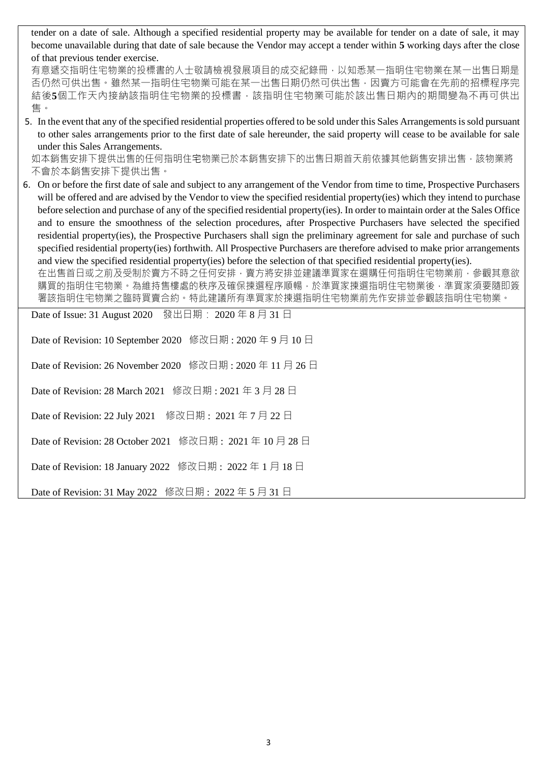tender on a date of sale. Although a specified residential property may be available for tender on a date of sale, it may become unavailable during that date of sale because the Vendor may accept a tender within **5** working days after the close of that previous tender exercise.

有意遞交指明住宅物業的投標書的人士敬請檢視發展項目的成交紀錄冊，以知悉某一指明住宅物業在某一出售日期是否仍然可供出售。雖然某一指明住宅物業可能在某一出售日期仍然可供出售，因賣方可能會在先前的招標程序完結後**5**個工作天內接納該指明住宅物業的投標書，該指明住宅物業可能於該出售日期內的期間變為不再可供出售。

5. In the event that any of the specified residential properties offered to be sold under this Sales Arrangements is sold pursuant to other sales arrangements prior to the first date of sale hereunder, the said property will cease to be available for sale under this Sales Arrangements.

   如本銷售安排下提供出售的任何指明住宅物業已於本銷售安排下的出售日期首天前依據其他銷售安排出售，該物業將不會於本銷售安排下提供出售。

6. On or before the first date of sale and subject to any arrangement of the Vendor from time to time, Prospective Purchasers will be offered and are advised by the Vendor to view the specified residential property(ies) which they intend to purchase before selection and purchase of any of the specified residential property(ies). In order to maintain order at the Sales Office and to ensure the smoothness of the selection procedures, after Prospective Purchasers have selected the specified residential property(ies), the Prospective Purchasers shall sign the preliminary agreement for sale and purchase of such specified residential property(ies) forthwith. All Prospective Purchasers are therefore advised to make prior arrangements and view the specified residential property(ies) before the selection of that specified residential property(ies).

   在出售首日或之前及受制於賣方不時之任何安排，賣方將安排並建議準買家在選購任何指明住宅物業前，參觀其意欲購買的指明住宅物業。為維持售樓處的秩序及確保揀選程序順暢，於準買家揀選指明住宅物業後，準買家須要隨即簽署該指明住宅物業之臨時買賣合約。特此建議所有準買家於揀選指明住宅物業前先作安排並參觀該指明住宅物業。

Date of Issue: 31 August 2020　發出日期：2020 年 8 月 31 日

Date of Revision: 10 September 2020　修改日期 : 2020 年 9 月 10 日

Date of Revision: 26 November 2020　修改日期 : 2020 年 11 月 26 日

Date of Revision: 28 March 2021　修改日期 : 2021 年 3 月 28 日

Date of Revision: 22 July 2021　修改日期 : 2021 年 7 月 22 日

Date of Revision: 28 October 2021　修改日期 : 2021 年 10 月 28 日

Date of Revision: 18 January 2022　修改日期 : 2022 年 1 月 18 日

Date of Revision: 31 May 2022　修改日期 : 2022 年 5 月 31 日